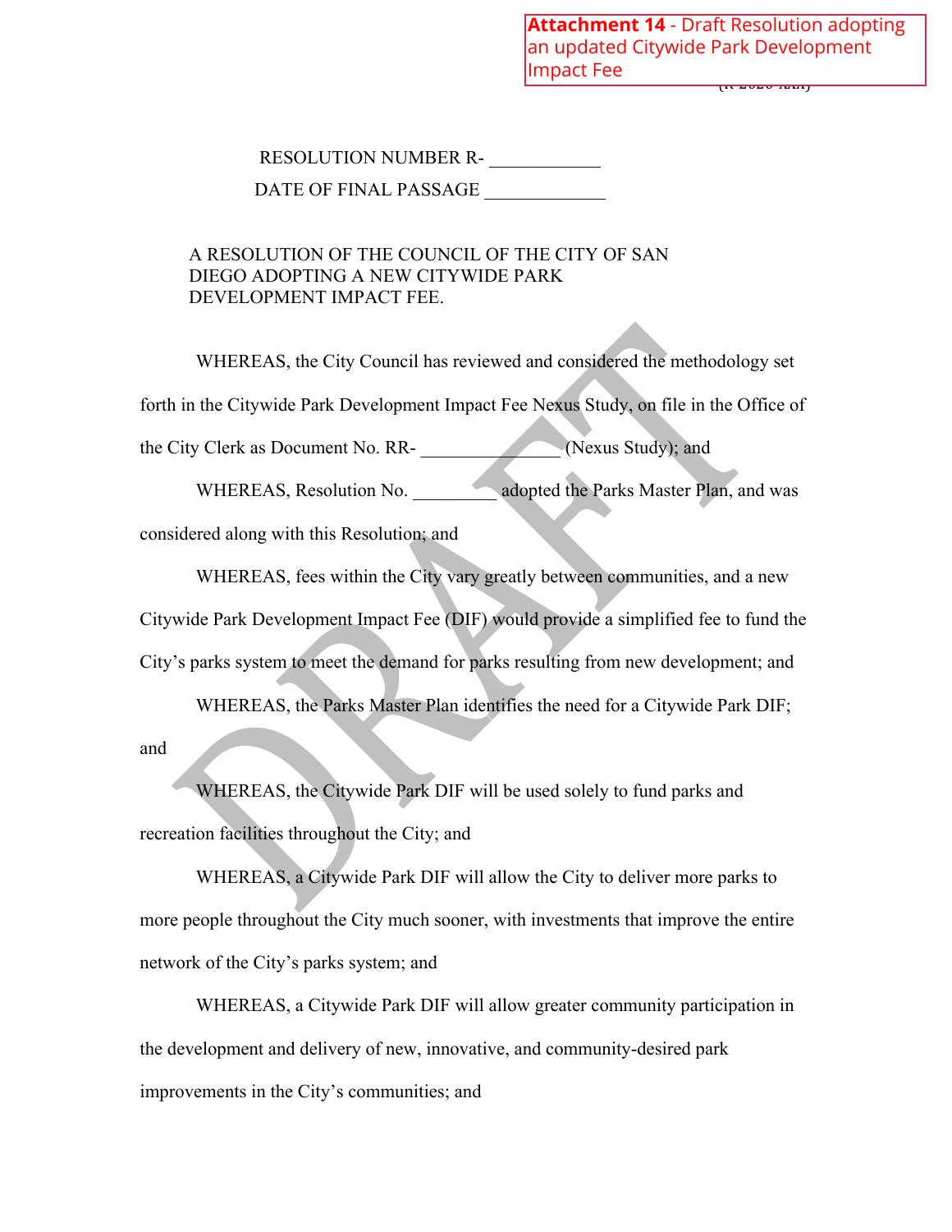Attachment 14 - Draft Resolution adopting an updated Citywide Park Development Impact Fee

RESOLUTION NUMBER R- ____________

DATE OF FINAL PASSAGE _____________

A RESOLUTION OF THE COUNCIL OF THE CITY OF SAN DIEGO ADOPTING A NEW CITYWIDE PARK DEVELOPMENT IMPACT FEE.

WHEREAS, the City Council has reviewed and considered the methodology set forth in the Citywide Park Development Impact Fee Nexus Study, on file in the Office of the City Clerk as Document No. RR- _______________ (Nexus Study); and

WHEREAS, Resolution No. _________ adopted the Parks Master Plan, and was considered along with this Resolution; and

WHEREAS, fees within the City vary greatly between communities, and a new Citywide Park Development Impact Fee (DIF) would provide a simplified fee to fund the City's parks system to meet the demand for parks resulting from new development; and

WHEREAS, the Parks Master Plan identifies the need for a Citywide Park DIF; and

WHEREAS, the Citywide Park DIF will be used solely to fund parks and recreation facilities throughout the City; and

WHEREAS, a Citywide Park DIF will allow the City to deliver more parks to more people throughout the City much sooner, with investments that improve the entire network of the City's parks system; and

WHEREAS, a Citywide Park DIF will allow greater community participation in the development and delivery of new, innovative, and community-desired park improvements in the City's communities; and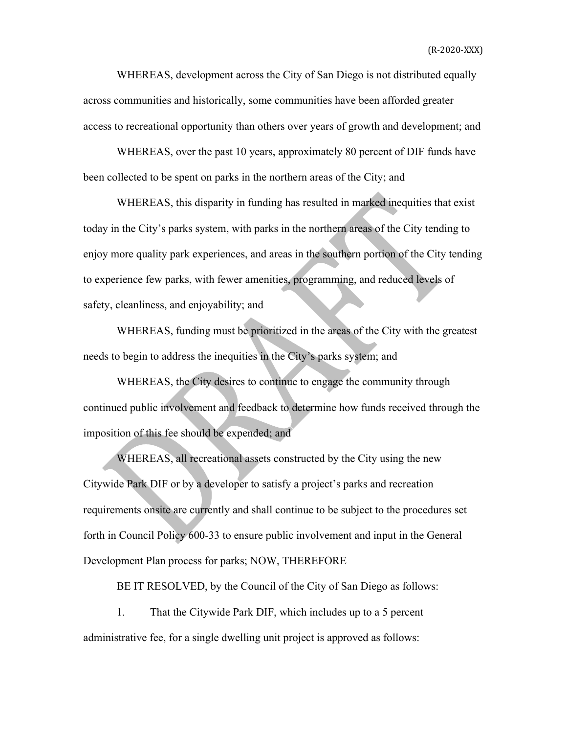WHEREAS, development across the City of San Diego is not distributed equally across communities and historically, some communities have been afforded greater access to recreational opportunity than others over years of growth and development; and

WHEREAS, over the past 10 years, approximately 80 percent of DIF funds have been collected to be spent on parks in the northern areas of the City; and

WHEREAS, this disparity in funding has resulted in marked inequities that exist today in the City's parks system, with parks in the northern areas of the City tending to enjoy more quality park experiences, and areas in the southern portion of the City tending to experience few parks, with fewer amenities, programming, and reduced levels of safety, cleanliness, and enjoyability; and

WHEREAS, funding must be prioritized in the areas of the City with the greatest needs to begin to address the inequities in the City's parks system; and

WHEREAS, the City desires to continue to engage the community through continued public involvement and feedback to determine how funds received through the imposition of this fee should be expended; and

WHEREAS, all recreational assets constructed by the City using the new Citywide Park DIF or by a developer to satisfy a project's parks and recreation requirements onsite are currently and shall continue to be subject to the procedures set forth in Council Policy 600-33 to ensure public involvement and input in the General Development Plan process for parks; NOW, THEREFORE

BE IT RESOLVED, by the Council of the City of San Diego as follows:

1. That the Citywide Park DIF, which includes up to a 5 percent administrative fee, for a single dwelling unit project is approved as follows: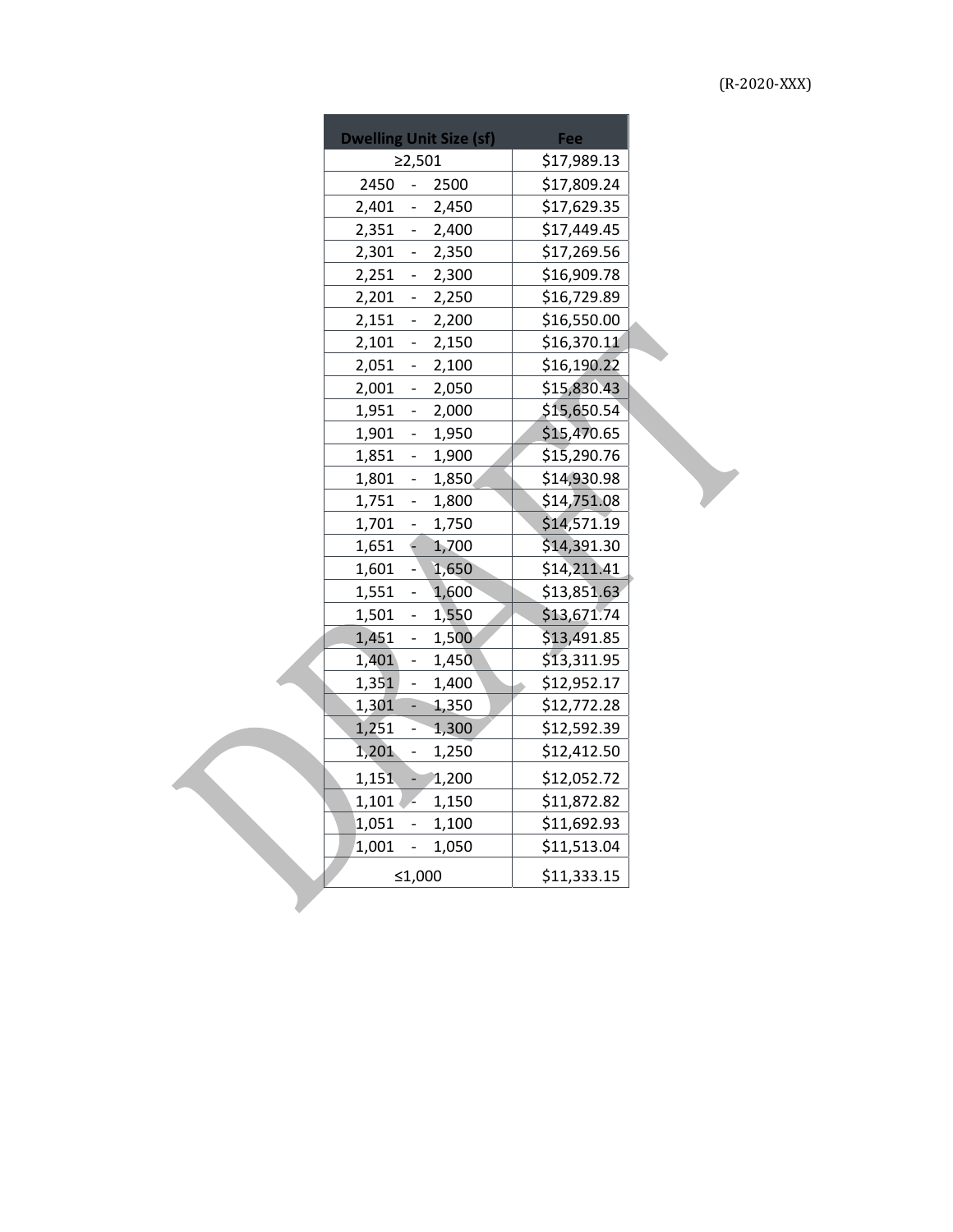(R-2020-XXX)

| Dwelling Unit Size (sf) | Fee |
|---|---|
| ≥2,501 | $17,989.13 |
| 2450 - 2500 | $17,809.24 |
| 2,401 - 2,450 | $17,629.35 |
| 2,351 - 2,400 | $17,449.45 |
| 2,301 - 2,350 | $17,269.56 |
| 2,251 - 2,300 | $16,909.78 |
| 2,201 - 2,250 | $16,729.89 |
| 2,151 - 2,200 | $16,550.00 |
| 2,101 - 2,150 | $16,370.11 |
| 2,051 - 2,100 | $16,190.22 |
| 2,001 - 2,050 | $15,830.43 |
| 1,951 - 2,000 | $15,650.54 |
| 1,901 - 1,950 | $15,470.65 |
| 1,851 - 1,900 | $15,290.76 |
| 1,801 - 1,850 | $14,930.98 |
| 1,751 - 1,800 | $14,751.08 |
| 1,701 - 1,750 | $14,571.19 |
| 1,651 - 1,700 | $14,391.30 |
| 1,601 - 1,650 | $14,211.41 |
| 1,551 - 1,600 | $13,851.63 |
| 1,501 - 1,550 | $13,671.74 |
| 1,451 - 1,500 | $13,491.85 |
| 1,401 - 1,450 | $13,311.95 |
| 1,351 - 1,400 | $12,952.17 |
| 1,301 - 1,350 | $12,772.28 |
| 1,251 - 1,300 | $12,592.39 |
| 1,201 - 1,250 | $12,412.50 |
| 1,151 - 1,200 | $12,052.72 |
| 1,101 - 1,150 | $11,872.82 |
| 1,051 - 1,100 | $11,692.93 |
| 1,001 - 1,050 | $11,513.04 |
| ≤1,000 | $11,333.15 |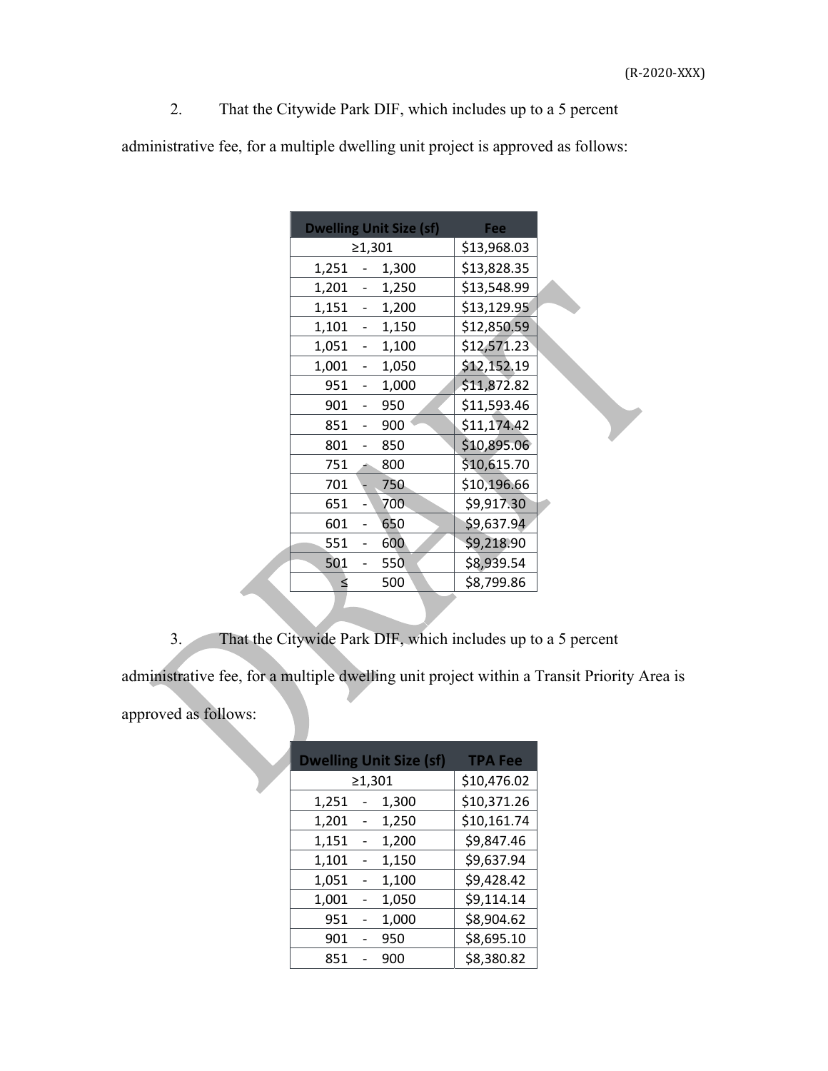2. That the Citywide Park DIF, which includes up to a 5 percent administrative fee, for a multiple dwelling unit project is approved as follows:

| Dwelling Unit Size (sf) | Fee |
|---|---|
| ≥1,301 | $13,968.03 |
| 1,251 - 1,300 | $13,828.35 |
| 1,201 - 1,250 | $13,548.99 |
| 1,151 - 1,200 | $13,129.95 |
| 1,101 - 1,150 | $12,850.59 |
| 1,051 - 1,100 | $12,571.23 |
| 1,001 - 1,050 | $12,152.19 |
| 951 - 1,000 | $11,872.82 |
| 901 - 950 | $11,593.46 |
| 851 - 900 | $11,174.42 |
| 801 - 850 | $10,895.06 |
| 751 - 800 | $10,615.70 |
| 701 - 750 | $10,196.66 |
| 651 - 700 | $9,917.30 |
| 601 - 650 | $9,637.94 |
| 551 - 600 | $9,218.90 |
| 501 - 550 | $8,939.54 |
| ≤ 500 | $8,799.86 |

3. That the Citywide Park DIF, which includes up to a 5 percent administrative fee, for a multiple dwelling unit project within a Transit Priority Area is approved as follows:

| Dwelling Unit Size (sf) | TPA Fee |
|---|---|
| ≥1,301 | $10,476.02 |
| 1,251 - 1,300 | $10,371.26 |
| 1,201 - 1,250 | $10,161.74 |
| 1,151 - 1,200 | $9,847.46 |
| 1,101 - 1,150 | $9,637.94 |
| 1,051 - 1,100 | $9,428.42 |
| 1,001 - 1,050 | $9,114.14 |
| 951 - 1,000 | $8,904.62 |
| 901 - 950 | $8,695.10 |
| 851 - 900 | $8,380.82 |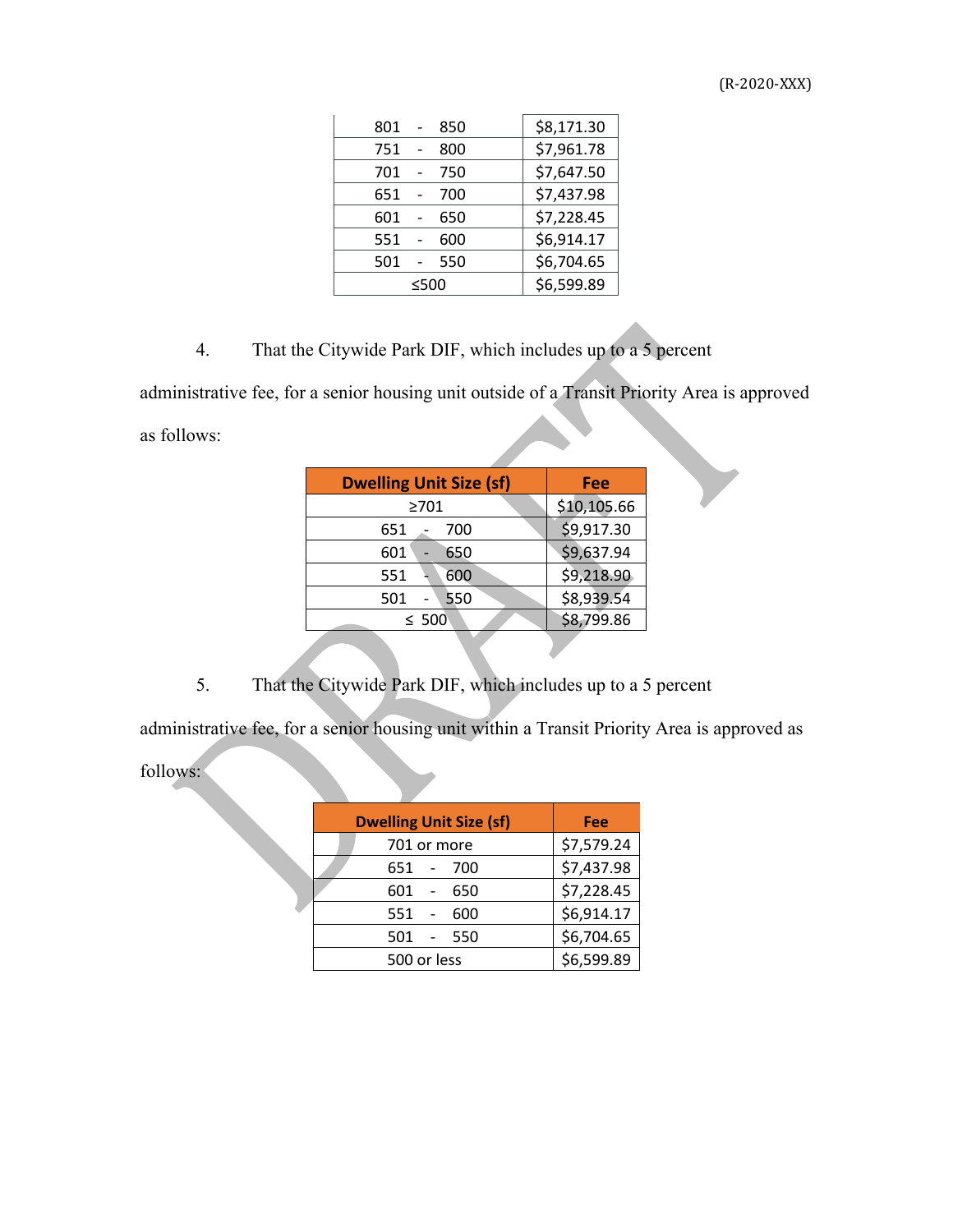| | |
|---|---|
| 801 - 850 | $8,171.30 |
| 751 - 800 | $7,961.78 |
| 701 - 750 | $7,647.50 |
| 651 - 700 | $7,437.98 |
| 601 - 650 | $7,228.45 |
| 551 - 600 | $6,914.17 |
| 501 - 550 | $6,704.65 |
| ≤500 | $6,599.89 |

4. That the Citywide Park DIF, which includes up to a 5 percent administrative fee, for a senior housing unit outside of a Transit Priority Area is approved as follows:

| Dwelling Unit Size (sf) | Fee |
|---|---|
| ≥701 | $10,105.66 |
| 651 - 700 | $9,917.30 |
| 601 - 650 | $9,637.94 |
| 551 - 600 | $9,218.90 |
| 501 - 550 | $8,939.54 |
| ≤ 500 | $8,799.86 |

5. That the Citywide Park DIF, which includes up to a 5 percent administrative fee, for a senior housing unit within a Transit Priority Area is approved as follows:

| Dwelling Unit Size (sf) | Fee |
|---|---|
| 701 or more | $7,579.24 |
| 651 - 700 | $7,437.98 |
| 601 - 650 | $7,228.45 |
| 551 - 600 | $6,914.17 |
| 501 - 550 | $6,704.65 |
| 500 or less | $6,599.89 |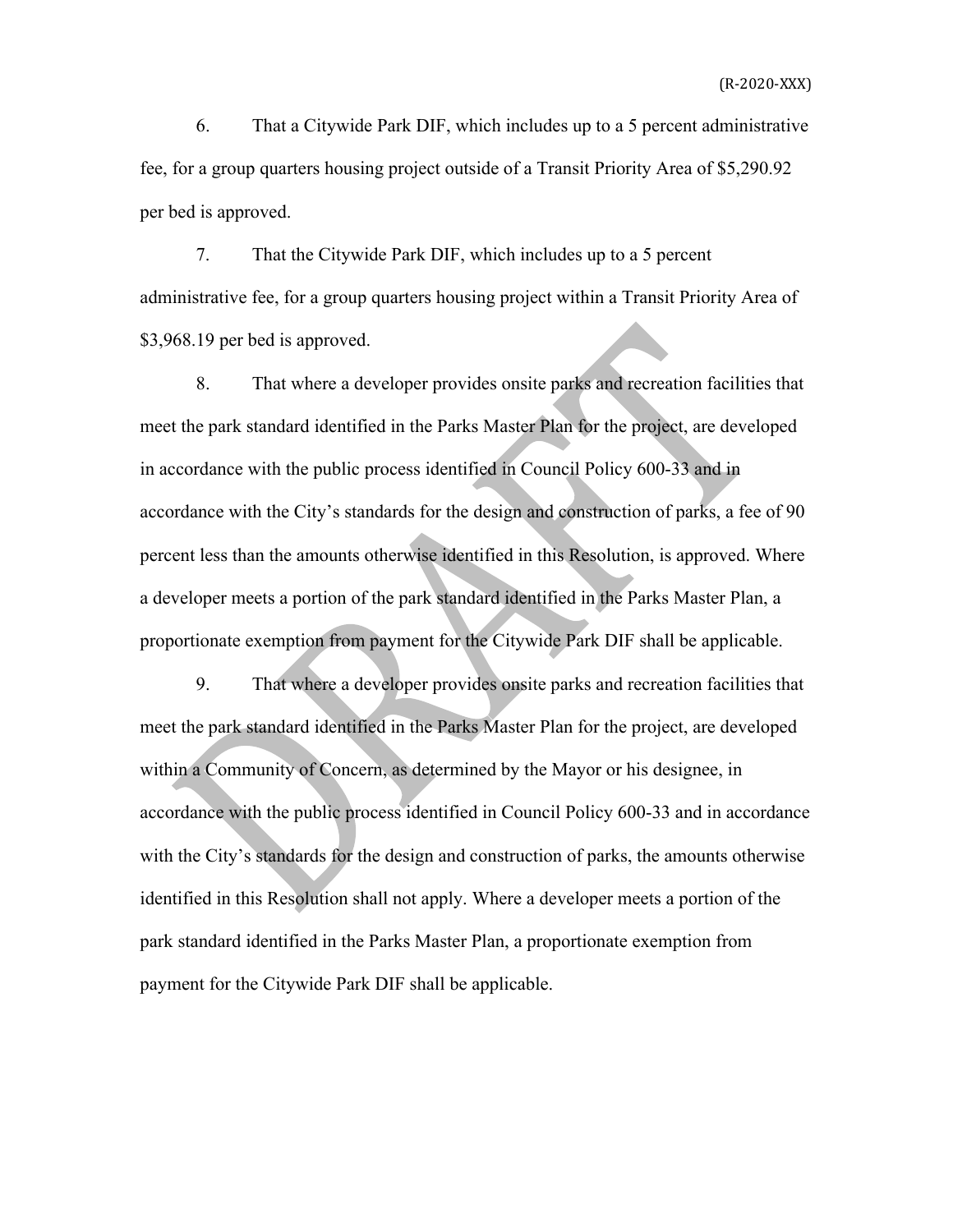6. That a Citywide Park DIF, which includes up to a 5 percent administrative fee, for a group quarters housing project outside of a Transit Priority Area of $5,290.92 per bed is approved.

7. That the Citywide Park DIF, which includes up to a 5 percent administrative fee, for a group quarters housing project within a Transit Priority Area of $3,968.19 per bed is approved.

8. That where a developer provides onsite parks and recreation facilities that meet the park standard identified in the Parks Master Plan for the project, are developed in accordance with the public process identified in Council Policy 600-33 and in accordance with the City's standards for the design and construction of parks, a fee of 90 percent less than the amounts otherwise identified in this Resolution, is approved. Where a developer meets a portion of the park standard identified in the Parks Master Plan, a proportionate exemption from payment for the Citywide Park DIF shall be applicable.

9. That where a developer provides onsite parks and recreation facilities that meet the park standard identified in the Parks Master Plan for the project, are developed within a Community of Concern, as determined by the Mayor or his designee, in accordance with the public process identified in Council Policy 600-33 and in accordance with the City's standards for the design and construction of parks, the amounts otherwise identified in this Resolution shall not apply. Where a developer meets a portion of the park standard identified in the Parks Master Plan, a proportionate exemption from payment for the Citywide Park DIF shall be applicable.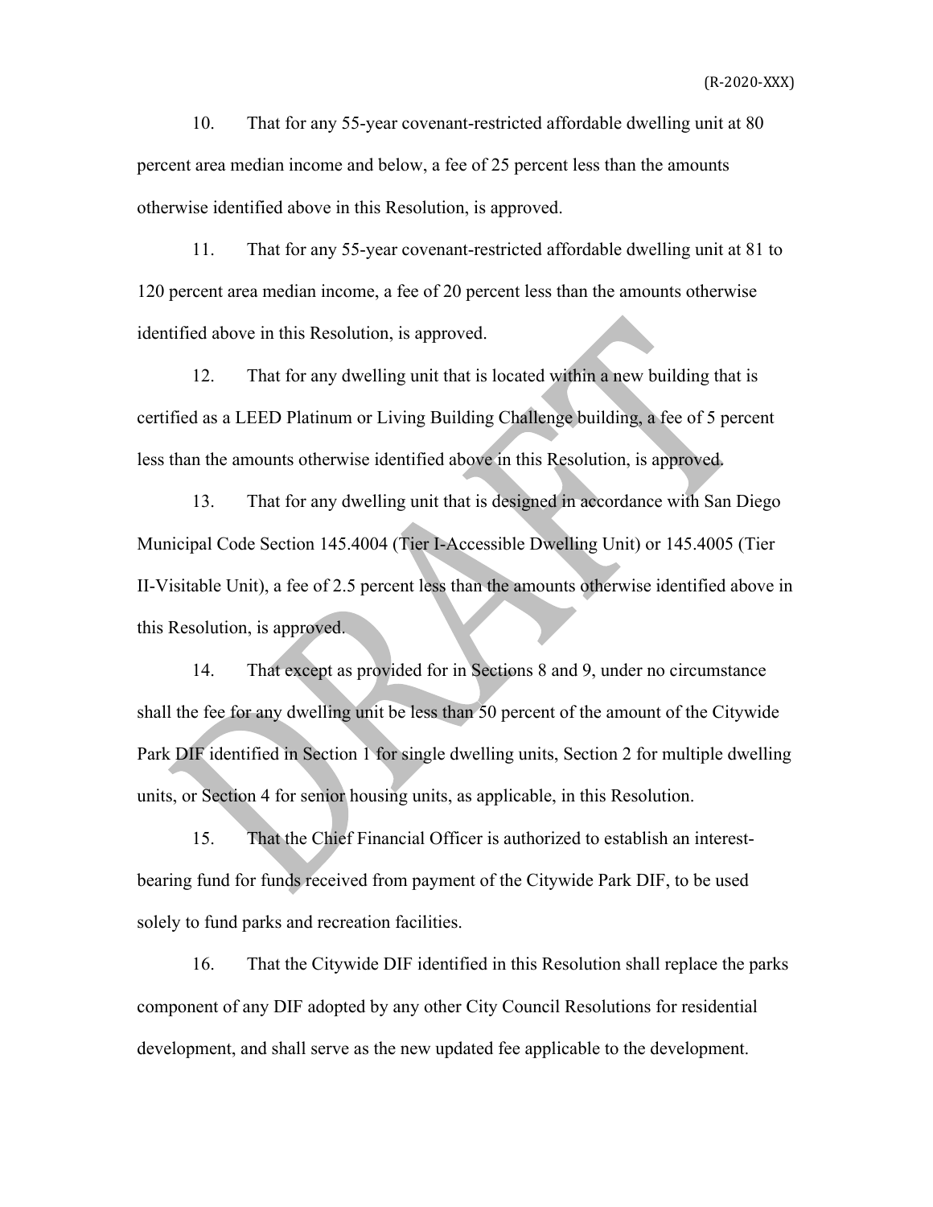10. That for any 55-year covenant-restricted affordable dwelling unit at 80 percent area median income and below, a fee of 25 percent less than the amounts otherwise identified above in this Resolution, is approved.

11. That for any 55-year covenant-restricted affordable dwelling unit at 81 to 120 percent area median income, a fee of 20 percent less than the amounts otherwise identified above in this Resolution, is approved.

12. That for any dwelling unit that is located within a new building that is certified as a LEED Platinum or Living Building Challenge building, a fee of 5 percent less than the amounts otherwise identified above in this Resolution, is approved.

13. That for any dwelling unit that is designed in accordance with San Diego Municipal Code Section 145.4004 (Tier I-Accessible Dwelling Unit) or 145.4005 (Tier II-Visitable Unit), a fee of 2.5 percent less than the amounts otherwise identified above in this Resolution, is approved.

14. That except as provided for in Sections 8 and 9, under no circumstance shall the fee for any dwelling unit be less than 50 percent of the amount of the Citywide Park DIF identified in Section 1 for single dwelling units, Section 2 for multiple dwelling units, or Section 4 for senior housing units, as applicable, in this Resolution.

15. That the Chief Financial Officer is authorized to establish an interest-bearing fund for funds received from payment of the Citywide Park DIF, to be used solely to fund parks and recreation facilities.

16. That the Citywide DIF identified in this Resolution shall replace the parks component of any DIF adopted by any other City Council Resolutions for residential development, and shall serve as the new updated fee applicable to the development.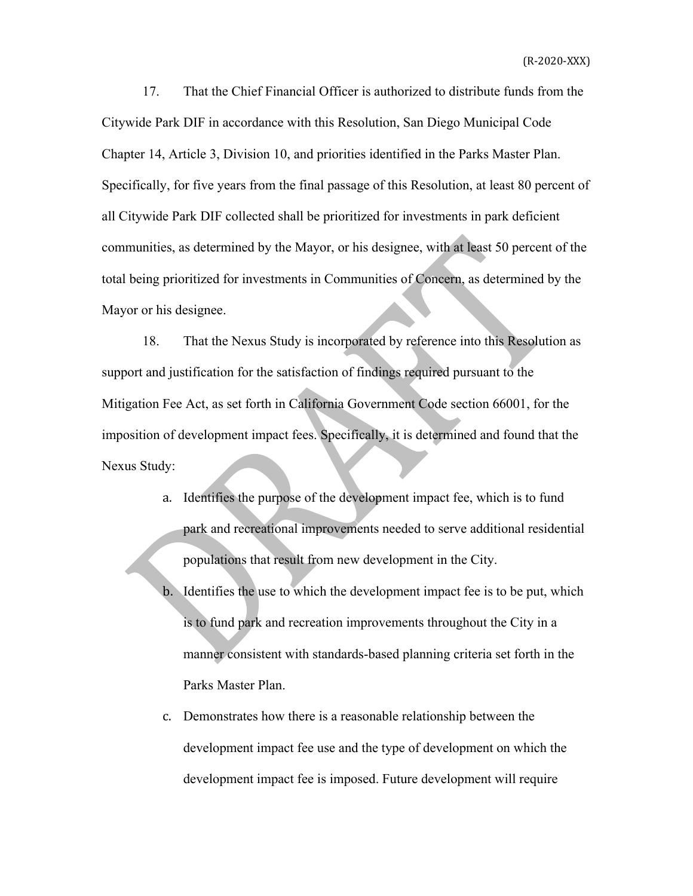17. That the Chief Financial Officer is authorized to distribute funds from the Citywide Park DIF in accordance with this Resolution, San Diego Municipal Code Chapter 14, Article 3, Division 10, and priorities identified in the Parks Master Plan. Specifically, for five years from the final passage of this Resolution, at least 80 percent of all Citywide Park DIF collected shall be prioritized for investments in park deficient communities, as determined by the Mayor, or his designee, with at least 50 percent of the total being prioritized for investments in Communities of Concern, as determined by the Mayor or his designee.

18. That the Nexus Study is incorporated by reference into this Resolution as support and justification for the satisfaction of findings required pursuant to the Mitigation Fee Act, as set forth in California Government Code section 66001, for the imposition of development impact fees. Specifically, it is determined and found that the Nexus Study:

a. Identifies the purpose of the development impact fee, which is to fund park and recreational improvements needed to serve additional residential populations that result from new development in the City.

b. Identifies the use to which the development impact fee is to be put, which is to fund park and recreation improvements throughout the City in a manner consistent with standards-based planning criteria set forth in the Parks Master Plan.

c. Demonstrates how there is a reasonable relationship between the development impact fee use and the type of development on which the development impact fee is imposed. Future development will require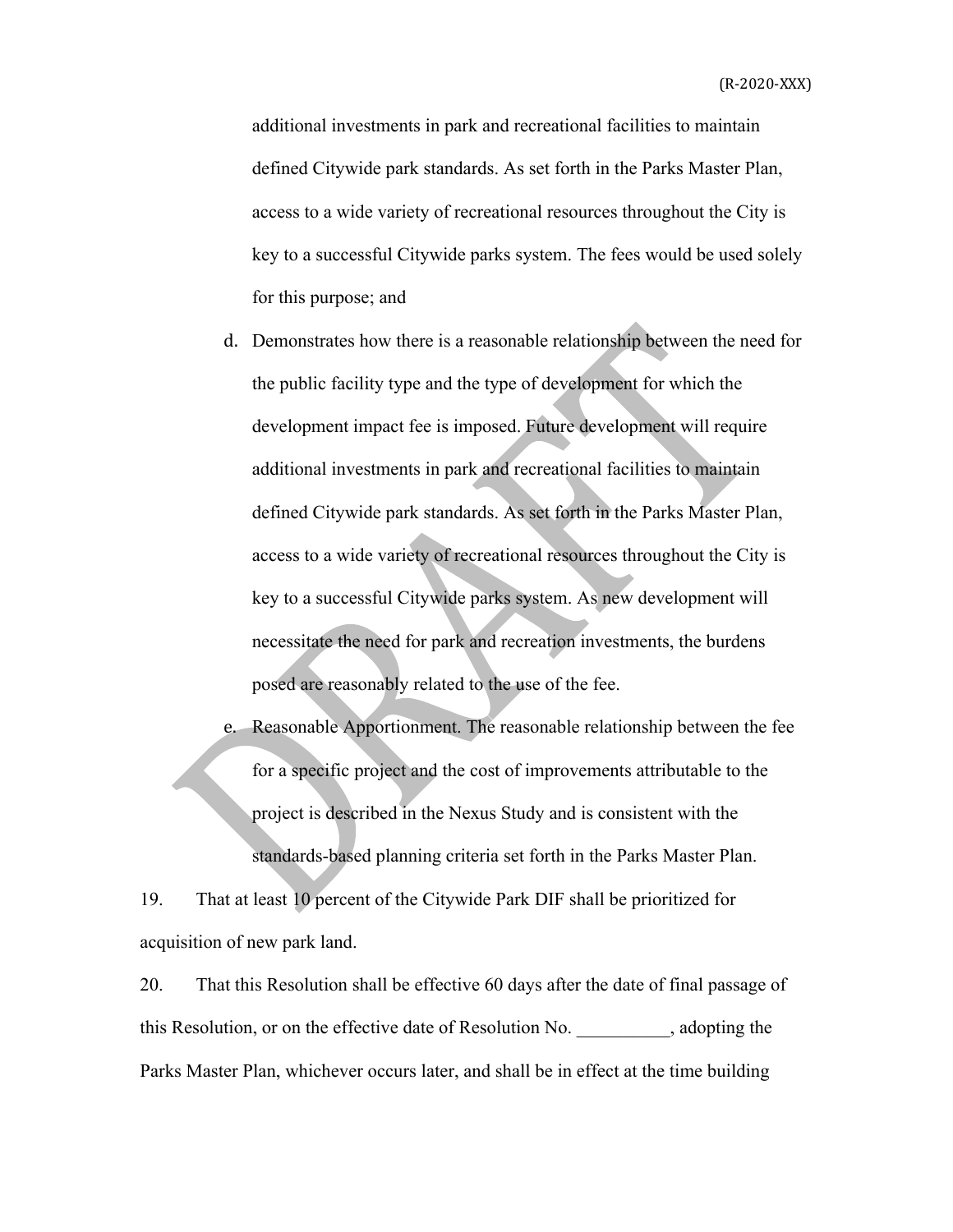additional investments in park and recreational facilities to maintain defined Citywide park standards. As set forth in the Parks Master Plan, access to a wide variety of recreational resources throughout the City is key to a successful Citywide parks system. The fees would be used solely for this purpose; and

d. Demonstrates how there is a reasonable relationship between the need for the public facility type and the type of development for which the development impact fee is imposed. Future development will require additional investments in park and recreational facilities to maintain defined Citywide park standards. As set forth in the Parks Master Plan, access to a wide variety of recreational resources throughout the City is key to a successful Citywide parks system. As new development will necessitate the need for park and recreation investments, the burdens posed are reasonably related to the use of the fee.

e. Reasonable Apportionment. The reasonable relationship between the fee for a specific project and the cost of improvements attributable to the project is described in the Nexus Study and is consistent with the standards-based planning criteria set forth in the Parks Master Plan.

19. That at least 10 percent of the Citywide Park DIF shall be prioritized for acquisition of new park land.

20. That this Resolution shall be effective 60 days after the date of final passage of this Resolution, or on the effective date of Resolution No. __________, adopting the Parks Master Plan, whichever occurs later, and shall be in effect at the time building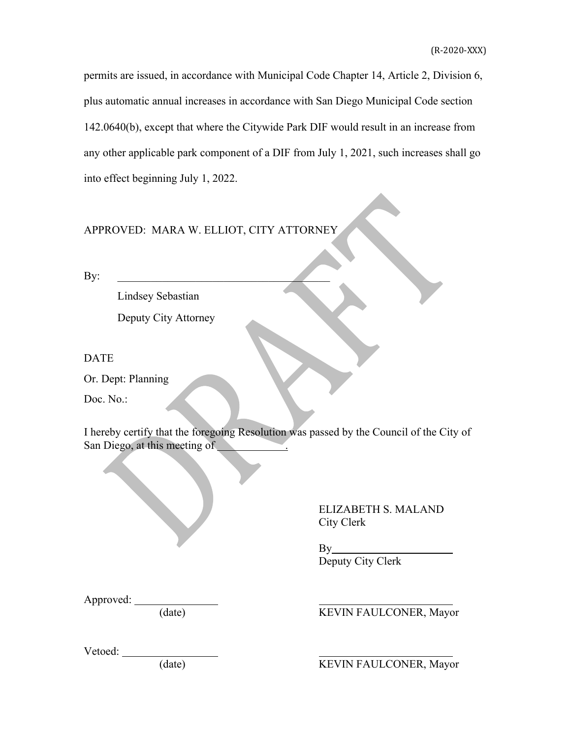permits are issued, in accordance with Municipal Code Chapter 14, Article 2, Division 6, plus automatic annual increases in accordance with San Diego Municipal Code section 142.0640(b), except that where the Citywide Park DIF would result in an increase from any other applicable park component of a DIF from July 1, 2021, such increases shall go into effect beginning July 1, 2022.

APPROVED: MARA W. ELLIOT, CITY ATTORNEY

By: \_\_\_\_\_\_\_\_\_\_\_\_\_\_\_\_\_\_\_\_\_\_\_\_\_\_\_\_\_\_\_\_\_\_\_\_\_\_

Lindsey Sebastian

Deputy City Attorney

DATE

Or. Dept: Planning

Doc. No.:

I hereby certify that the foregoing Resolution was passed by the Council of the City of San Diego, at this meeting of \_\_\_\_\_\_\_\_\_\_\_\_.

ELIZABETH S. MALAND
City Clerk

By\_\_\_\_\_\_\_\_\_\_\_\_\_\_\_\_\_\_\_\_\_\_
Deputy City Clerk

Approved: \_\_\_\_\_\_\_\_\_\_\_\_\_\_\_
(date)

\_\_\_\_\_\_\_\_\_\_\_\_\_\_\_\_\_\_\_\_\_\_\_\_\_
KEVIN FAULCONER, Mayor

Vetoed: \_\_\_\_\_\_\_\_\_\_\_\_\_\_\_\_\_
(date)

\_\_\_\_\_\_\_\_\_\_\_\_\_\_\_\_\_\_\_\_\_\_\_\_\_
KEVIN FAULCONER, Mayor